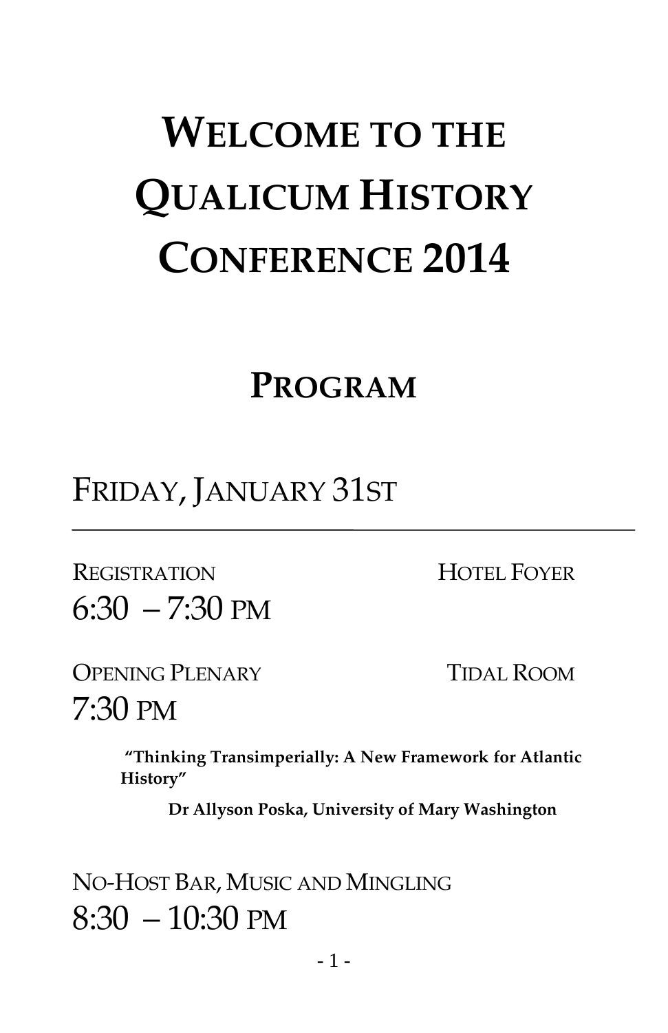# Welcome to the Qualicum History Conference 2014

## Program

### Friday, January 31st

---

Registration — Hotel Foyer

6:30 – 7:30 PM

Opening Plenary — Tidal Room

7:30 PM

**"Thinking Transimperially: A New Framework for Atlantic History"**

**Dr Allyson Poska, University of Mary Washington**

No-Host Bar, Music and Mingling

8:30 – 10:30 PM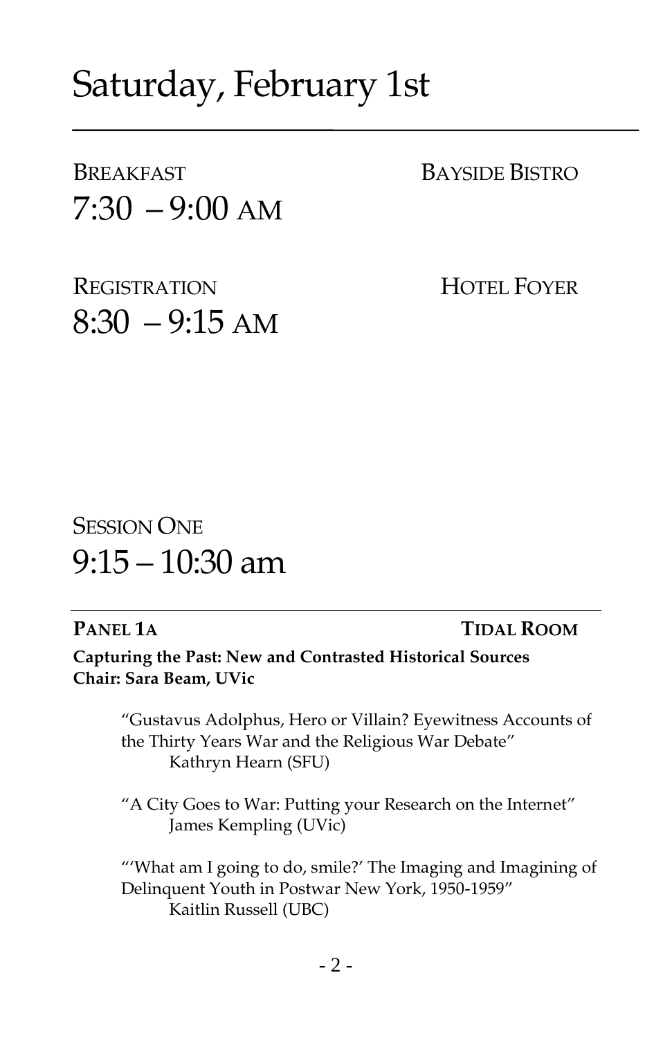# Saturday, February 1st

BREAKFAST — BAYSIDE BISTRO

7:30 – 9:00 AM

REGISTRATION — HOTEL FOYER

8:30 – 9:15 AM

## SESSION ONE

9:15 – 10:30 am

**PANEL 1A** — **TIDAL ROOM**

**Capturing the Past: New and Contrasted Historical Sources**
**Chair: Sara Beam, UVic**

"Gustavus Adolphus, Hero or Villain? Eyewitness Accounts of the Thirty Years War and the Religious War Debate"
Kathryn Hearn (SFU)

"A City Goes to War: Putting your Research on the Internet"
James Kempling (UVic)

"'What am I going to do, smile?' The Imaging and Imagining of Delinquent Youth in Postwar New York, 1950-1959"
Kaitlin Russell (UBC)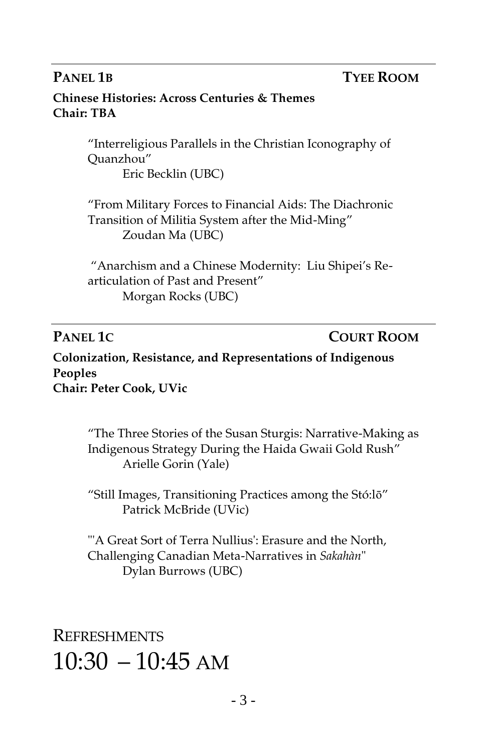## PANEL 1B — TYEE ROOM

**Chinese Histories: Across Centuries & Themes**
**Chair: TBA**

"Interreligious Parallels in the Christian Iconography of Quanzhou"
Eric Becklin (UBC)

"From Military Forces to Financial Aids: The Diachronic Transition of Militia System after the Mid-Ming"
Zoudan Ma (UBC)

"Anarchism and a Chinese Modernity: Liu Shipei's Re-articulation of Past and Present"
Morgan Rocks (UBC)

## PANEL 1C — COURT ROOM

**Colonization, Resistance, and Representations of Indigenous Peoples**
**Chair: Peter Cook, UVic**

"The Three Stories of the Susan Sturgis: Narrative-Making as Indigenous Strategy During the Haida Gwaii Gold Rush"
Arielle Gorin (Yale)

"Still Images, Transitioning Practices among the Stó:lō"
Patrick McBride (UVic)

"'A Great Sort of Terra Nullius': Erasure and the North, Challenging Canadian Meta-Narratives in *Sakahàn*"
Dylan Burrows (UBC)

# REFRESHMENTS
# 10:30 – 10:45 AM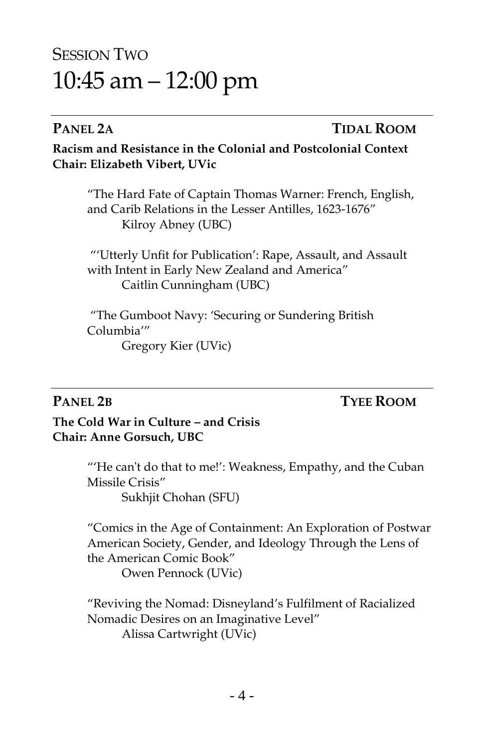# Session Two

# 10:45 am – 12:00 pm

---

## Panel 2A — Tidal Room

**Racism and Resistance in the Colonial and Postcolonial Context**
**Chair: Elizabeth Vibert, UVic**

"The Hard Fate of Captain Thomas Warner: French, English, and Carib Relations in the Lesser Antilles, 1623-1676"
Kilroy Abney (UBC)

"'Utterly Unfit for Publication': Rape, Assault, and Assault with Intent in Early New Zealand and America"
Caitlin Cunningham (UBC)

"The Gumboot Navy: 'Securing or Sundering British Columbia'"
Gregory Kier (UVic)

---

## Panel 2B — Tyee Room

**The Cold War in Culture – and Crisis**
**Chair: Anne Gorsuch, UBC**

"'He can't do that to me!': Weakness, Empathy, and the Cuban Missile Crisis"
Sukhjit Chohan (SFU)

"Comics in the Age of Containment: An Exploration of Postwar American Society, Gender, and Ideology Through the Lens of the American Comic Book"
Owen Pennock (UVic)

"Reviving the Nomad: Disneyland's Fulfilment of Racialized Nomadic Desires on an Imaginative Level"
Alissa Cartwright (UVic)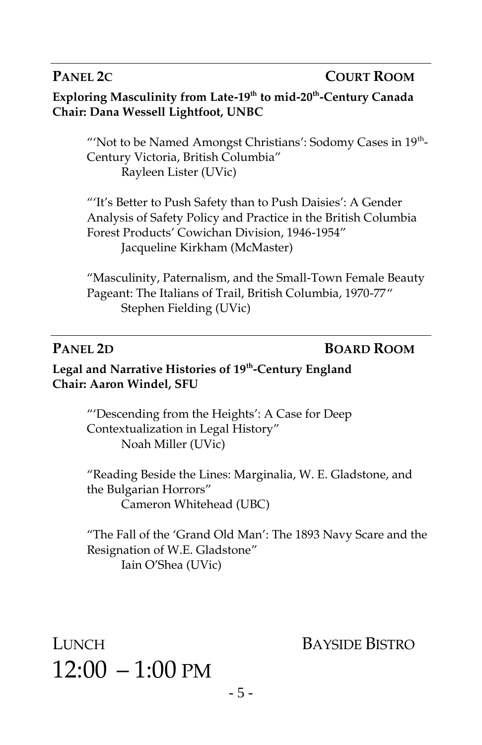## PANEL 2C — COURT ROOM

**Exploring Masculinity from Late-19th to mid-20th-Century Canada**
**Chair: Dana Wessell Lightfoot, UNBC**

"'Not to be Named Amongst Christians': Sodomy Cases in 19th-Century Victoria, British Columbia"
Rayleen Lister (UVic)

"'It's Better to Push Safety than to Push Daisies': A Gender Analysis of Safety Policy and Practice in the British Columbia Forest Products' Cowichan Division, 1946-1954"
Jacqueline Kirkham (McMaster)

"Masculinity, Paternalism, and the Small-Town Female Beauty Pageant: The Italians of Trail, British Columbia, 1970-77"
Stephen Fielding (UVic)

## PANEL 2D — BOARD ROOM

**Legal and Narrative Histories of 19th-Century England**
**Chair: Aaron Windel, SFU**

"'Descending from the Heights': A Case for Deep Contextualization in Legal History"
Noah Miller (UVic)

"Reading Beside the Lines: Marginalia, W. E. Gladstone, and the Bulgarian Horrors"
Cameron Whitehead (UBC)

"The Fall of the 'Grand Old Man': The 1893 Navy Scare and the Resignation of W.E. Gladstone"
Iain O'Shea (UVic)

## LUNCH — BAYSIDE BISTRO

## 12:00 – 1:00 PM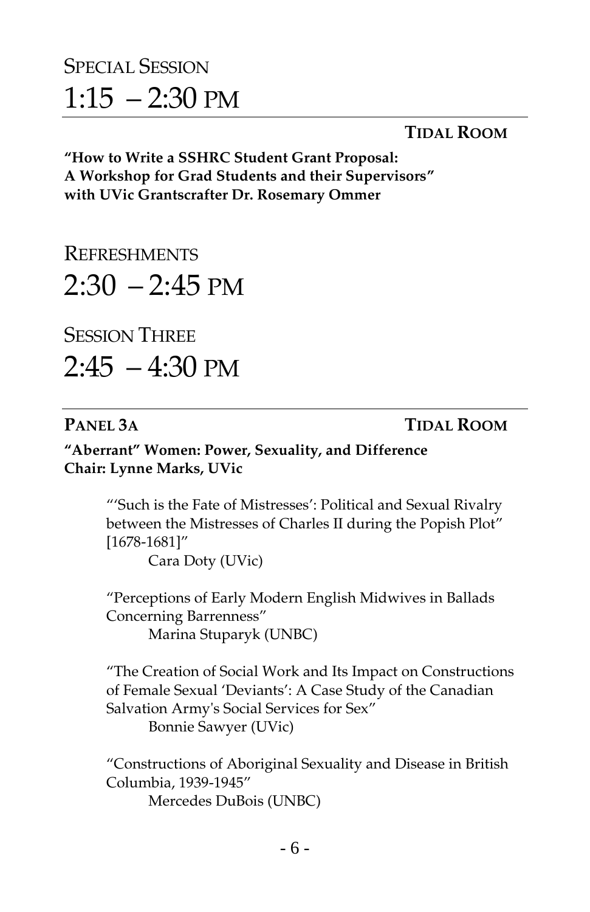## Special Session
# 1:15 – 2:30 PM

**Tidal Room**

**"How to Write a SSHRC Student Grant Proposal:**
**A Workshop for Grad Students and their Supervisors"**
**with UVic Grantscrafter Dr. Rosemary Ommer**

## Refreshments
# 2:30 – 2:45 PM

## Session Three
# 2:45 – 4:30 PM

**Panel 3A** **Tidal Room**

**"Aberrant" Women: Power, Sexuality, and Difference**
**Chair: Lynne Marks, UVic**

"'Such is the Fate of Mistresses': Political and Sexual Rivalry between the Mistresses of Charles II during the Popish Plot" [1678-1681]"
Cara Doty (UVic)

"Perceptions of Early Modern English Midwives in Ballads Concerning Barrenness"
Marina Stuparyk (UNBC)

"The Creation of Social Work and Its Impact on Constructions of Female Sexual 'Deviants': A Case Study of the Canadian Salvation Army's Social Services for Sex"
Bonnie Sawyer (UVic)

"Constructions of Aboriginal Sexuality and Disease in British Columbia, 1939-1945"
Mercedes DuBois (UNBC)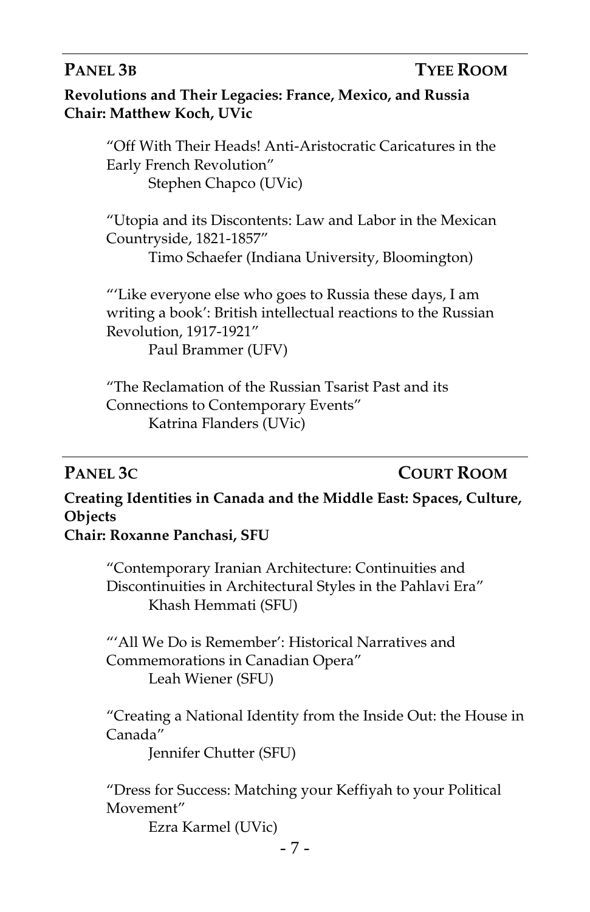## PANEL 3B — TYEE ROOM

**Revolutions and Their Legacies: France, Mexico, and Russia**
**Chair: Matthew Koch, UVic**

"Off With Their Heads! Anti-Aristocratic Caricatures in the Early French Revolution"
Stephen Chapco (UVic)

"Utopia and its Discontents: Law and Labor in the Mexican Countryside, 1821-1857"
Timo Schaefer (Indiana University, Bloomington)

"'Like everyone else who goes to Russia these days, I am writing a book': British intellectual reactions to the Russian Revolution, 1917-1921"
Paul Brammer (UFV)

"The Reclamation of the Russian Tsarist Past and its Connections to Contemporary Events"
Katrina Flanders (UVic)

## PANEL 3C — COURT ROOM

**Creating Identities in Canada and the Middle East: Spaces, Culture, Objects**
**Chair: Roxanne Panchasi, SFU**

"Contemporary Iranian Architecture: Continuities and Discontinuities in Architectural Styles in the Pahlavi Era"
Khash Hemmati (SFU)

"'All We Do is Remember': Historical Narratives and Commemorations in Canadian Opera"
Leah Wiener (SFU)

"Creating a National Identity from the Inside Out: the House in Canada"
Jennifer Chutter (SFU)

"Dress for Success: Matching your Keffiyah to your Political Movement"
Ezra Karmel (UVic)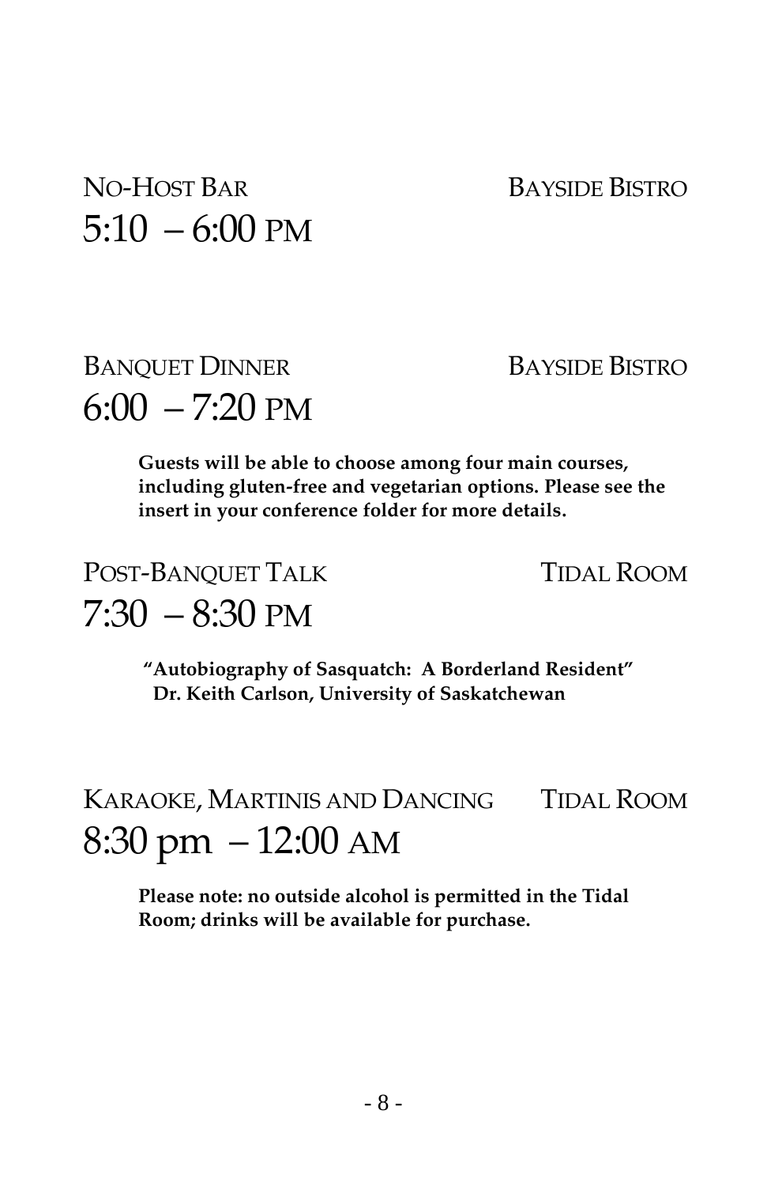## NO-HOST BAR — BAYSIDE BISTRO

## 5:10 – 6:00 PM

## BANQUET DINNER — BAYSIDE BISTRO

## 6:00 – 7:20 PM

**Guests will be able to choose among four main courses, including gluten-free and vegetarian options. Please see the insert in your conference folder for more details.**

## POST-BANQUET TALK — TIDAL ROOM

## 7:30 – 8:30 PM

**"Autobiography of Sasquatch: A Borderland Resident"**
**Dr. Keith Carlson, University of Saskatchewan**

## KARAOKE, MARTINIS AND DANCING — TIDAL ROOM

## 8:30 pm – 12:00 AM

**Please note: no outside alcohol is permitted in the Tidal Room; drinks will be available for purchase.**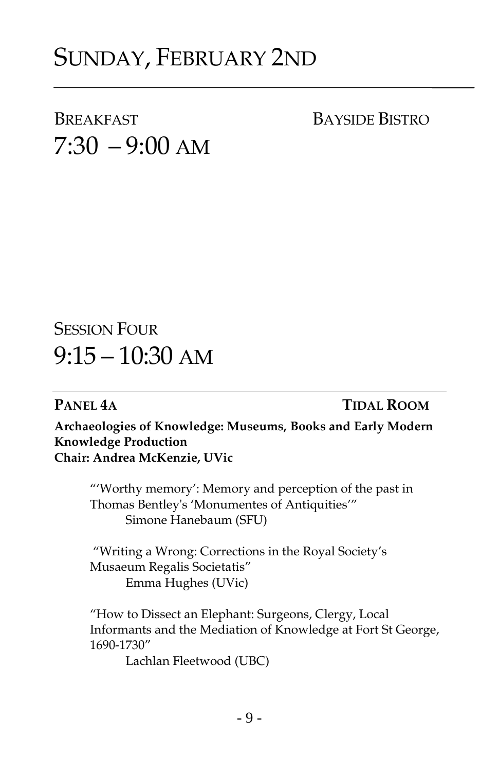# Sunday, February 2nd

## Breakfast — Bayside Bistro

## 7:30 – 9:00 AM

## Session Four

## 9:15 – 10:30 AM

**Panel 4A** — **Tidal Room**

**Archaeologies of Knowledge: Museums, Books and Early Modern Knowledge Production**
**Chair: Andrea McKenzie, UVic**

"'Worthy memory': Memory and perception of the past in Thomas Bentley's 'Monumentes of Antiquities'"
Simone Hanebaum (SFU)

"Writing a Wrong: Corrections in the Royal Society's Musaeum Regalis Societatis"
Emma Hughes (UVic)

"How to Dissect an Elephant: Surgeons, Clergy, Local Informants and the Mediation of Knowledge at Fort St George, 1690-1730"
Lachlan Fleetwood (UBC)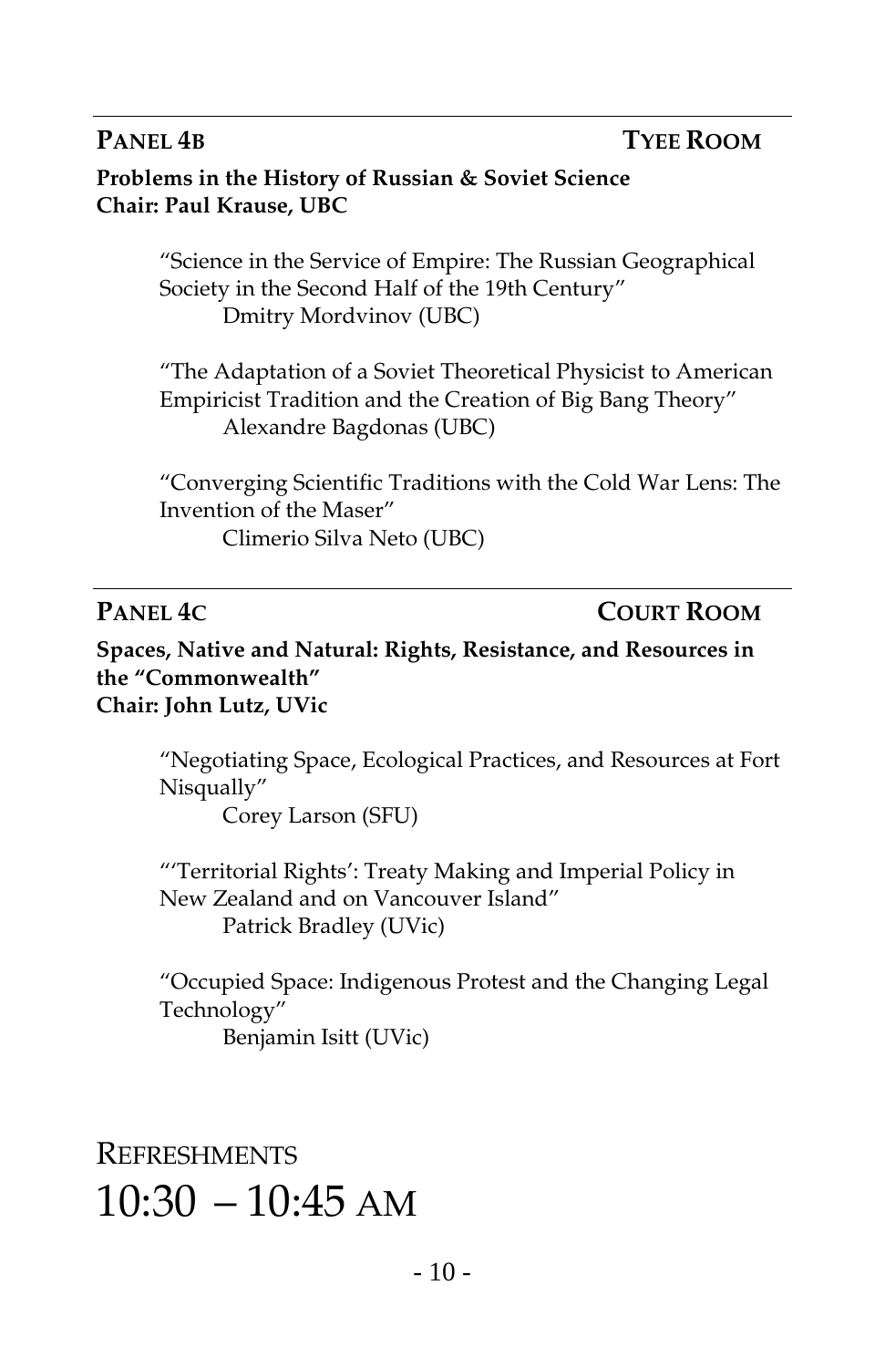---

## PANEL 4B — TYEE ROOM

**Problems in the History of Russian & Soviet Science**
**Chair: Paul Krause, UBC**

"Science in the Service of Empire: The Russian Geographical Society in the Second Half of the 19th Century"
Dmitry Mordvinov (UBC)

"The Adaptation of a Soviet Theoretical Physicist to American Empiricist Tradition and the Creation of Big Bang Theory"
Alexandre Bagdonas (UBC)

"Converging Scientific Traditions with the Cold War Lens: The Invention of the Maser"
Climerio Silva Neto (UBC)

---

## PANEL 4C — COURT ROOM

**Spaces, Native and Natural: Rights, Resistance, and Resources in the "Commonwealth"**
**Chair: John Lutz, UVic**

"Negotiating Space, Ecological Practices, and Resources at Fort Nisqually"
Corey Larson (SFU)

"'Territorial Rights': Treaty Making and Imperial Policy in New Zealand and on Vancouver Island"
Patrick Bradley (UVic)

"Occupied Space: Indigenous Protest and the Changing Legal Technology"
Benjamin Isitt (UVic)

# REFRESHMENTS
# 10:30 – 10:45 AM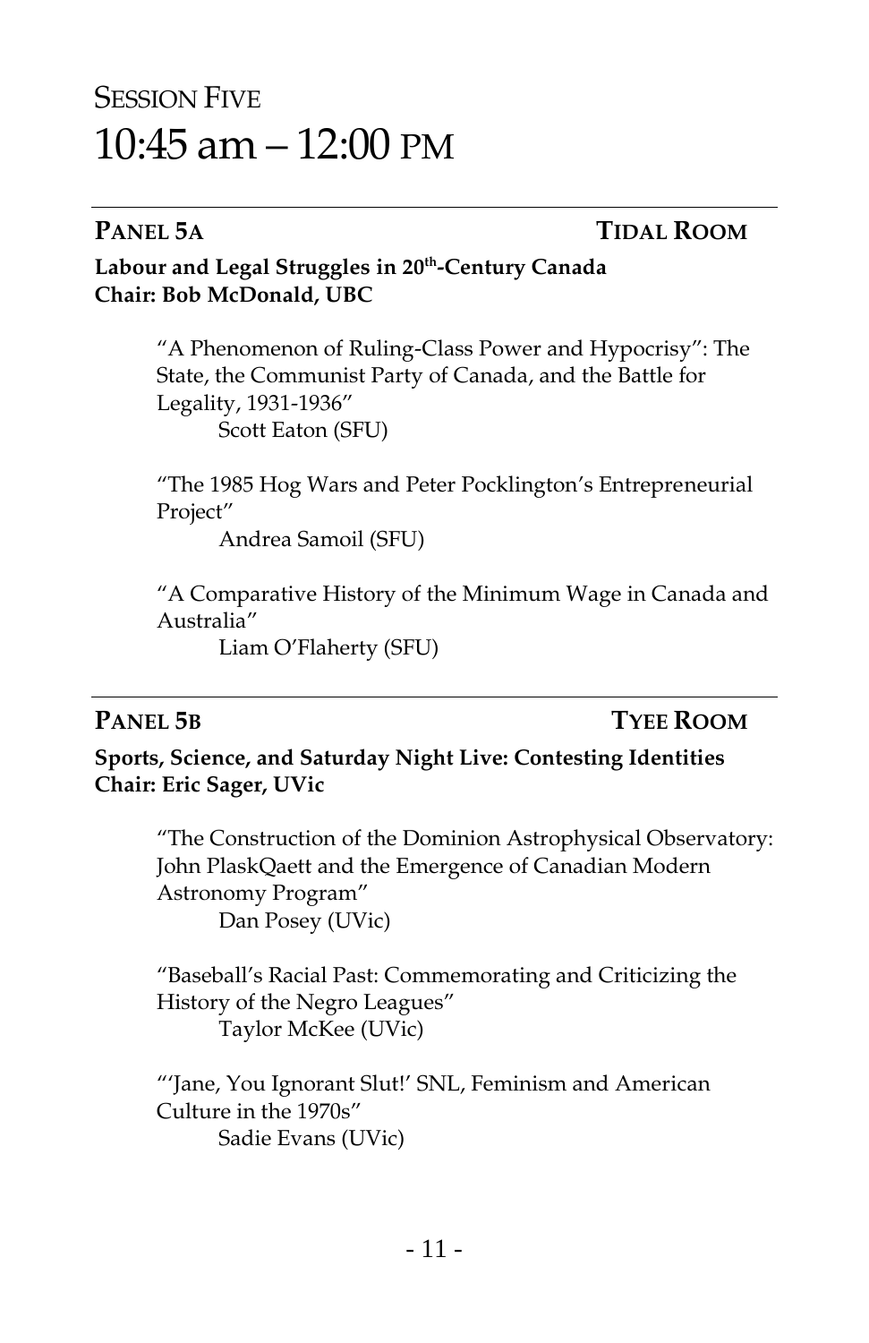# Session Five
# 10:45 am – 12:00 PM

## Panel 5A — Tidal Room

**Labour and Legal Struggles in 20th-Century Canada**
**Chair: Bob McDonald, UBC**

"A Phenomenon of Ruling-Class Power and Hypocrisy": The State, the Communist Party of Canada, and the Battle for Legality, 1931-1936"
Scott Eaton (SFU)

"The 1985 Hog Wars and Peter Pocklington's Entrepreneurial Project"
Andrea Samoil (SFU)

"A Comparative History of the Minimum Wage in Canada and Australia"
Liam O'Flaherty (SFU)

## Panel 5B — Tyee Room

**Sports, Science, and Saturday Night Live: Contesting Identities**
**Chair: Eric Sager, UVic**

"The Construction of the Dominion Astrophysical Observatory: John PlaskQaett and the Emergence of Canadian Modern Astronomy Program"
Dan Posey (UVic)

"Baseball's Racial Past: Commemorating and Criticizing the History of the Negro Leagues"
Taylor McKee (UVic)

"'Jane, You Ignorant Slut!' SNL, Feminism and American Culture in the 1970s"
Sadie Evans (UVic)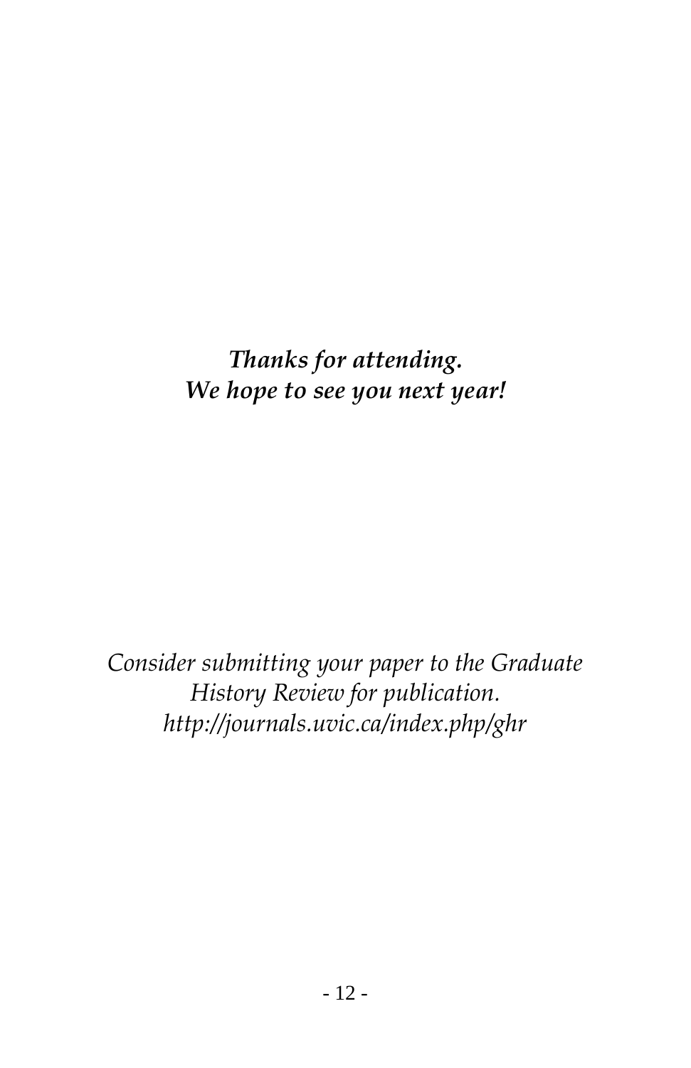***Thanks for attending.***
***We hope to see you next year!***

*Consider submitting your paper to the Graduate History Review for publication.*
*http://journals.uvic.ca/index.php/ghr*